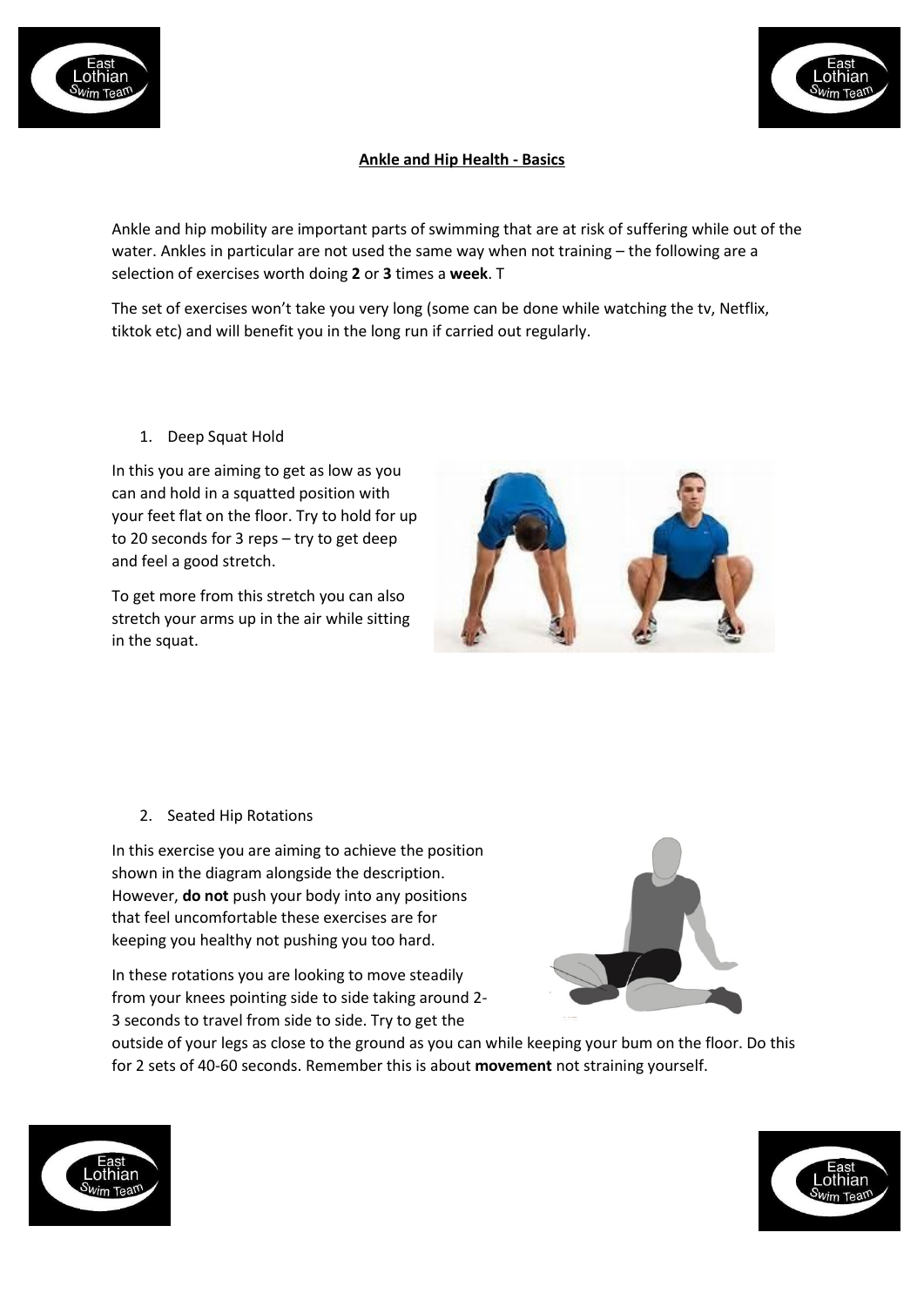**Ankle and Hip Health - Basics**

Ankle and hip mobility are important parts of swimming that are at risk of suffering while out of the water. Ankles in particular are not used the same way when not training – the following are a selection of exercises worth doing **2** or **3** times a **week**. T

The set of exercises won't take you very long (some can be done while watching the tv, Netflix, tiktok etc) and will benefit you in the long run if carried out regularly.

1. Deep Squat Hold

In this you are aiming to get as low as you can and hold in a squatted position with your feet flat on the floor. Try to hold for up to 20 seconds for 3 reps – try to get deep and feel a good stretch.

To get more from this stretch you can also stretch your arms up in the air while sitting in the squat.

2. Seated Hip Rotations

In this exercise you are aiming to achieve the position shown in the diagram alongside the description. However, **do not** push your body into any positions that feel uncomfortable these exercises are for keeping you healthy not pushing you too hard.

In these rotations you are looking to move steadily from your knees pointing side to side taking around 2-3 seconds to travel from side to side. Try to get the outside of your legs as close to the ground as you can while keeping your bum on the floor. Do this for 2 sets of 40-60 seconds. Remember this is about **movement** not straining yourself.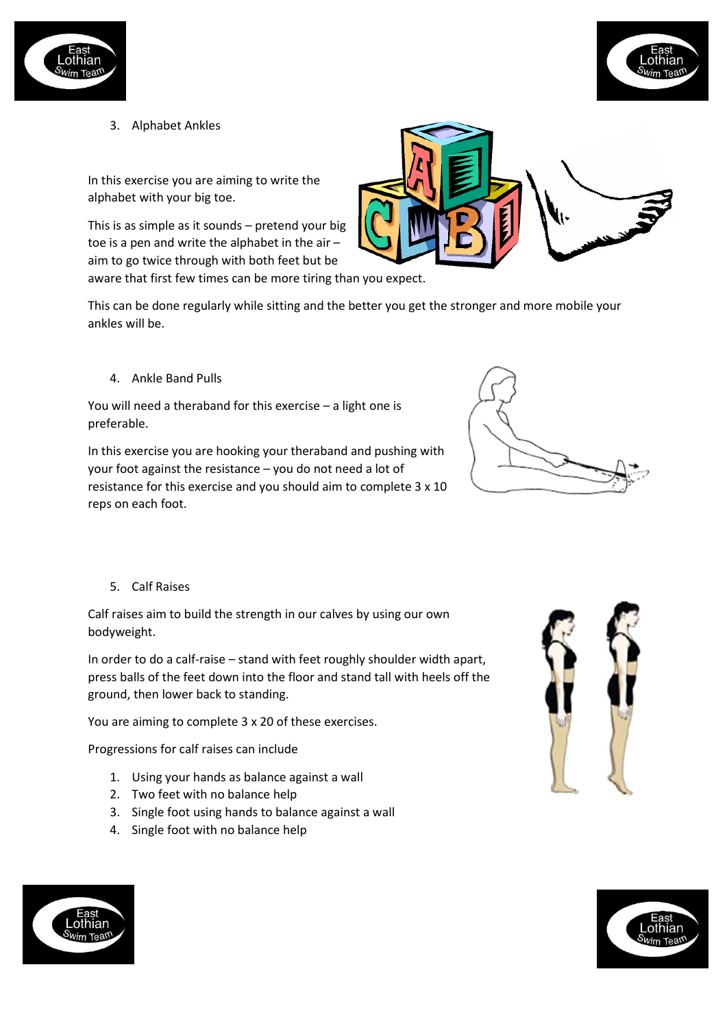3. Alphabet Ankles

In this exercise you are aiming to write the alphabet with your big toe.

This is as simple as it sounds – pretend your big toe is a pen and write the alphabet in the air – aim to go twice through with both feet but be aware that first few times can be more tiring than you expect.

This can be done regularly while sitting and the better you get the stronger and more mobile your ankles will be.

4. Ankle Band Pulls

You will need a theraband for this exercise – a light one is preferable.

In this exercise you are hooking your theraband and pushing with your foot against the resistance – you do not need a lot of resistance for this exercise and you should aim to complete 3 x 10 reps on each foot.

5. Calf Raises

Calf raises aim to build the strength in our calves by using our own bodyweight.

In order to do a calf-raise – stand with feet roughly shoulder width apart, press balls of the feet down into the floor and stand tall with heels off the ground, then lower back to standing.

You are aiming to complete 3 x 20 of these exercises.

Progressions for calf raises can include

1. Using your hands as balance against a wall
2. Two feet with no balance help
3. Single foot using hands to balance against a wall
4. Single foot with no balance help